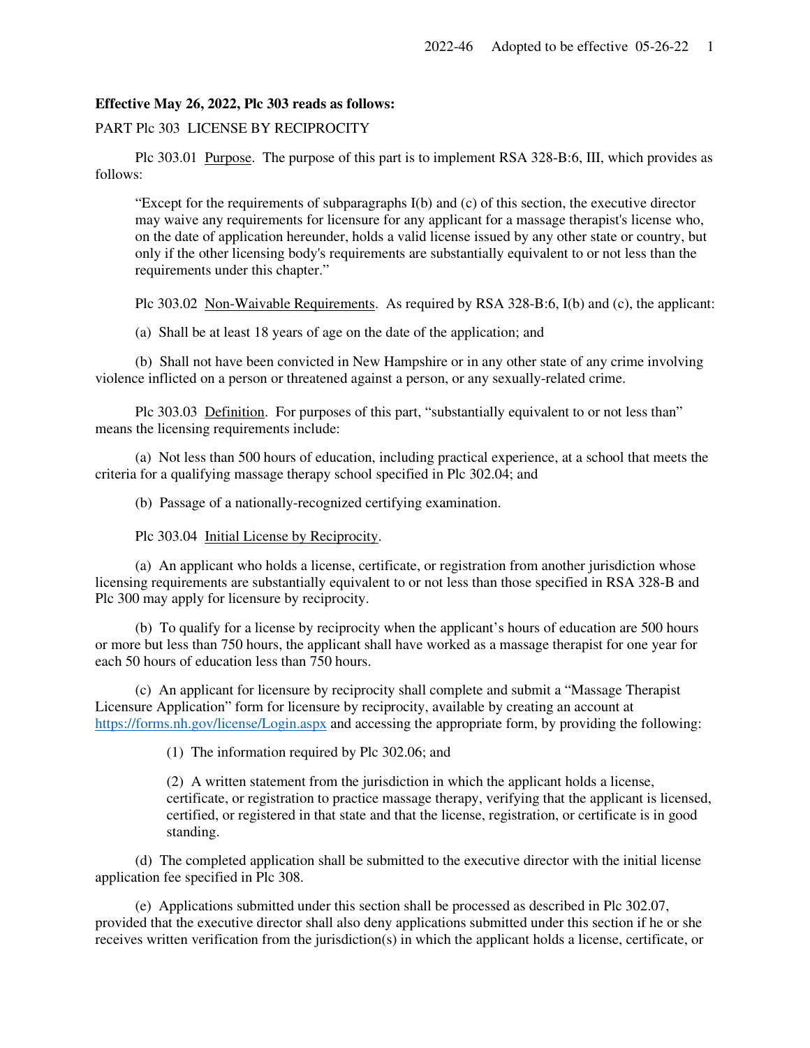**Effective May 26, 2022, Plc 303 reads as follows:**

PART Plc 303 LICENSE BY RECIPROCITY

Plc 303.01 Purpose. The purpose of this part is to implement RSA 328-B:6, III, which provides as follows:

> "Except for the requirements of subparagraphs I(b) and (c) of this section, the executive director may waive any requirements for licensure for any applicant for a massage therapist's license who, on the date of application hereunder, holds a valid license issued by any other state or country, but only if the other licensing body's requirements are substantially equivalent to or not less than the requirements under this chapter."

Plc 303.02 Non-Waivable Requirements. As required by RSA 328-B:6, I(b) and (c), the applicant:

(a) Shall be at least 18 years of age on the date of the application; and

(b) Shall not have been convicted in New Hampshire or in any other state of any crime involving violence inflicted on a person or threatened against a person, or any sexually-related crime.

Plc 303.03 Definition. For purposes of this part, "substantially equivalent to or not less than" means the licensing requirements include:

(a) Not less than 500 hours of education, including practical experience, at a school that meets the criteria for a qualifying massage therapy school specified in Plc 302.04; and

(b) Passage of a nationally-recognized certifying examination.

Plc 303.04 Initial License by Reciprocity.

(a) An applicant who holds a license, certificate, or registration from another jurisdiction whose licensing requirements are substantially equivalent to or not less than those specified in RSA 328-B and Plc 300 may apply for licensure by reciprocity.

(b) To qualify for a license by reciprocity when the applicant's hours of education are 500 hours or more but less than 750 hours, the applicant shall have worked as a massage therapist for one year for each 50 hours of education less than 750 hours.

(c) An applicant for licensure by reciprocity shall complete and submit a "Massage Therapist Licensure Application" form for licensure by reciprocity, available by creating an account at https://forms.nh.gov/license/Login.aspx and accessing the appropriate form, by providing the following:

(1) The information required by Plc 302.06; and

(2) A written statement from the jurisdiction in which the applicant holds a license, certificate, or registration to practice massage therapy, verifying that the applicant is licensed, certified, or registered in that state and that the license, registration, or certificate is in good standing.

(d) The completed application shall be submitted to the executive director with the initial license application fee specified in Plc 308.

(e) Applications submitted under this section shall be processed as described in Plc 302.07, provided that the executive director shall also deny applications submitted under this section if he or she receives written verification from the jurisdiction(s) in which the applicant holds a license, certificate, or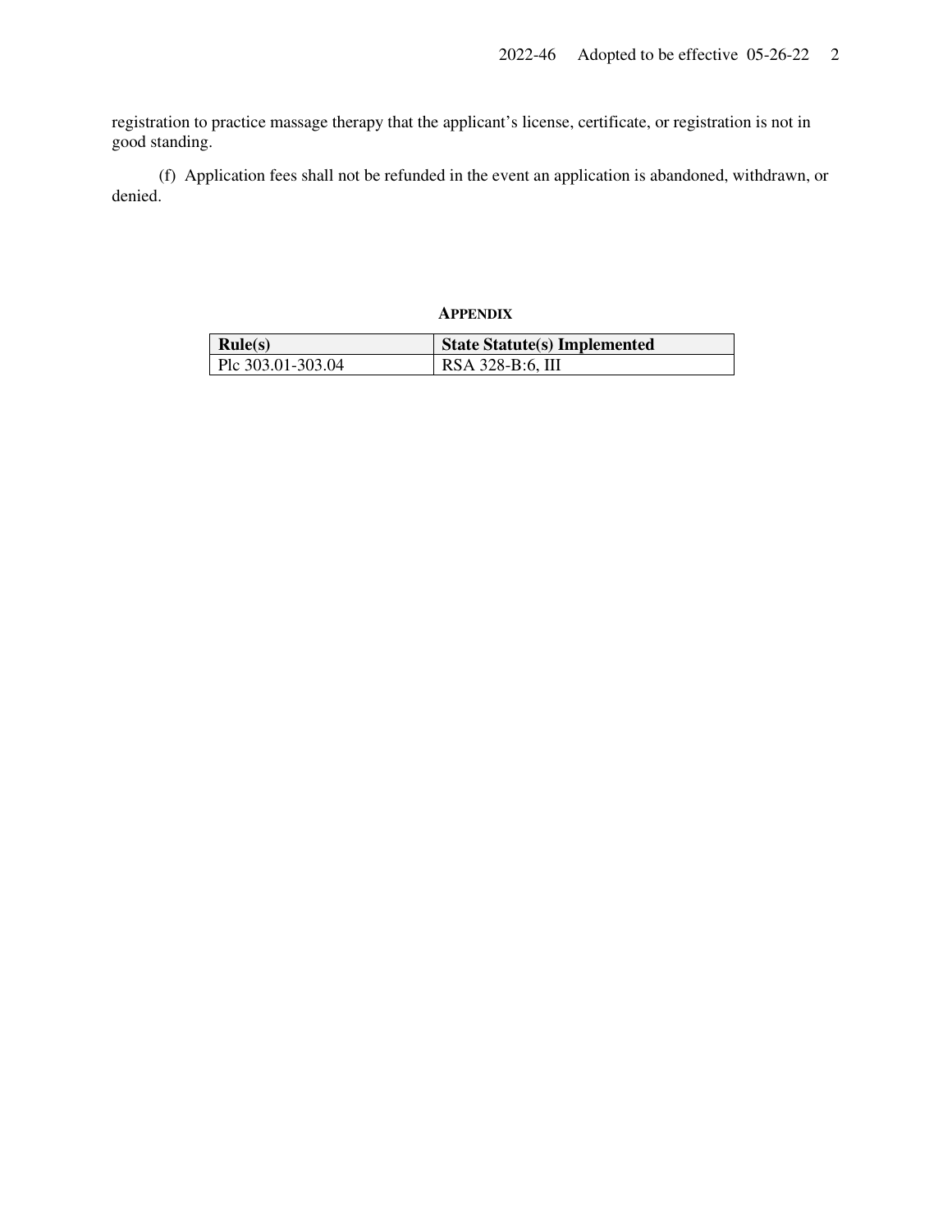registration to practice massage therapy that the applicant's license, certificate, or registration is not in good standing.

(f) Application fees shall not be refunded in the event an application is abandoned, withdrawn, or denied.

**APPENDIX**

| Rule(s) | State Statute(s) Implemented |
|---|---|
| Plc 303.01-303.04 | RSA 328-B:6, III |